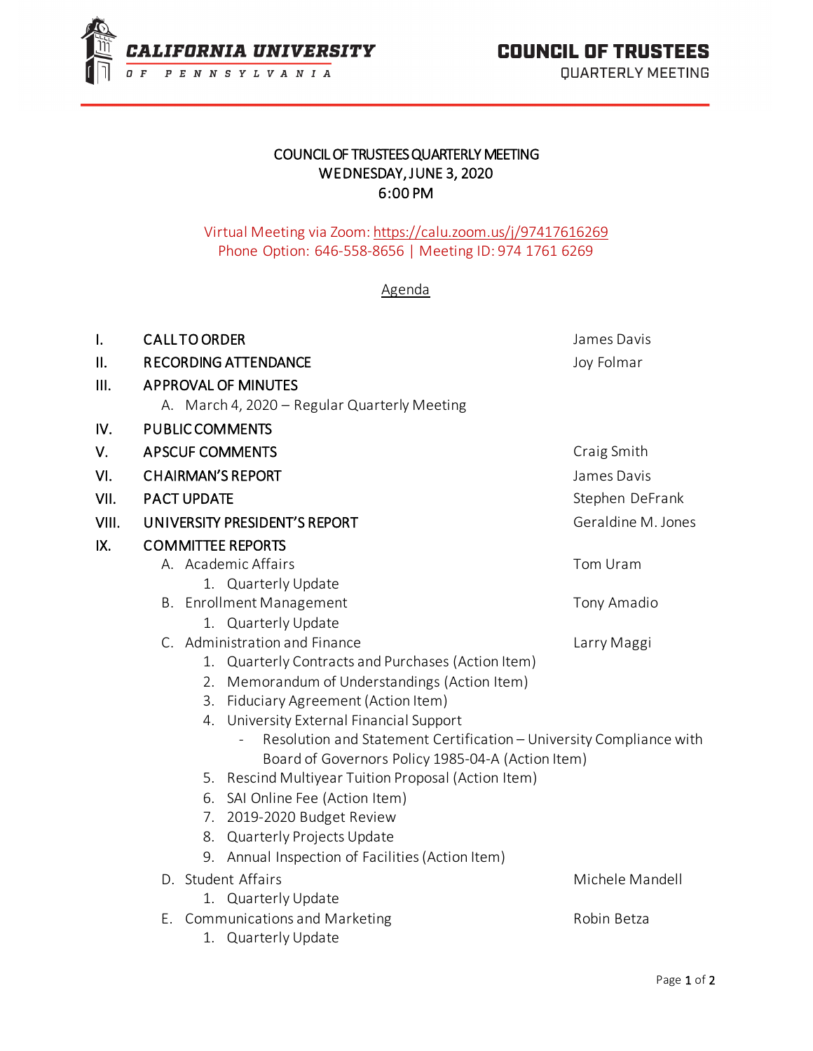**CALIFORNIA UNIVERSITY OF PENNSYLVANIA**

**COUNCIL OF TRUSTEES**
QUARTERLY MEETING

# COUNCIL OF TRUSTEES QUARTERLY MEETING
## WEDNESDAY, JUNE 3, 2020
## 6:00 PM

Virtual Meeting via Zoom: https://calu.zoom.us/j/97417616269
Phone Option: 646-558-8656 | Meeting ID: 974 1761 6269

Agenda

I. CALL TO ORDER — James Davis

II. RECORDING ATTENDANCE — Joy Folmar

III. APPROVAL OF MINUTES
   A. March 4, 2020 – Regular Quarterly Meeting

IV. PUBLIC COMMENTS

V. APSCUF COMMENTS — Craig Smith

VI. CHAIRMAN'S REPORT — James Davis

VII. PACT UPDATE — Stephen DeFrank

VIII. UNIVERSITY PRESIDENT'S REPORT — Geraldine M. Jones

IX. COMMITTEE REPORTS
   A. Academic Affairs — Tom Uram
      1. Quarterly Update
   B. Enrollment Management — Tony Amadio
      1. Quarterly Update
   C. Administration and Finance — Larry Maggi
      1. Quarterly Contracts and Purchases (Action Item)
      2. Memorandum of Understandings (Action Item)
      3. Fiduciary Agreement (Action Item)
      4. University External Financial Support
         - Resolution and Statement Certification – University Compliance with Board of Governors Policy 1985-04-A (Action Item)
      5. Rescind Multiyear Tuition Proposal (Action Item)
      6. SAI Online Fee (Action Item)
      7. 2019-2020 Budget Review
      8. Quarterly Projects Update
      9. Annual Inspection of Facilities (Action Item)
   D. Student Affairs — Michele Mandell
      1. Quarterly Update
   E. Communications and Marketing — Robin Betza
      1. Quarterly Update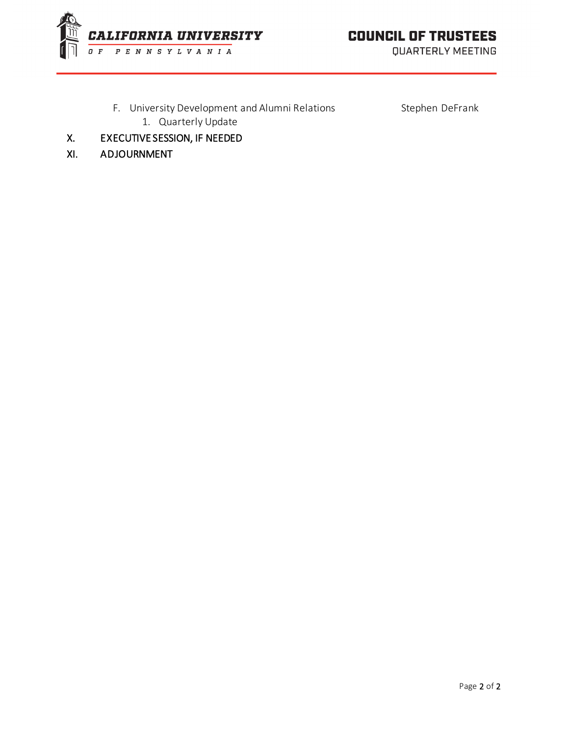F. University Development and Alumni Relations — Stephen DeFrank
   1. Quarterly Update

X. EXECUTIVE SESSION, IF NEEDED

XI. ADJOURNMENT